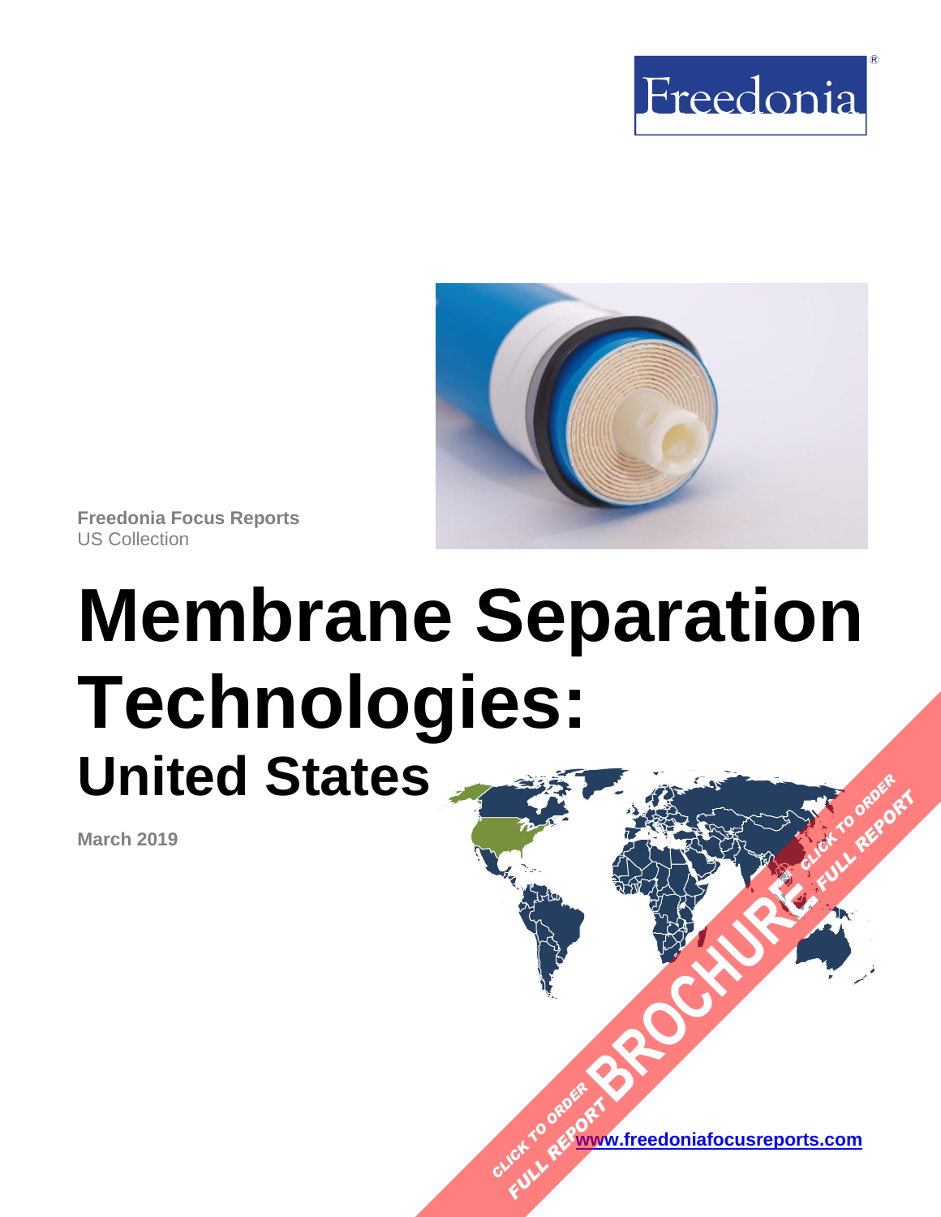Freedonia®

Freedonia Focus Reports
US Collection

# Membrane Separation Technologies:
## United States

March 2019

CLICK TO ORDER FULL REPORT BROCHURE CLICK TO ORDER FULL REPORT

www.freedoniafocusreports.com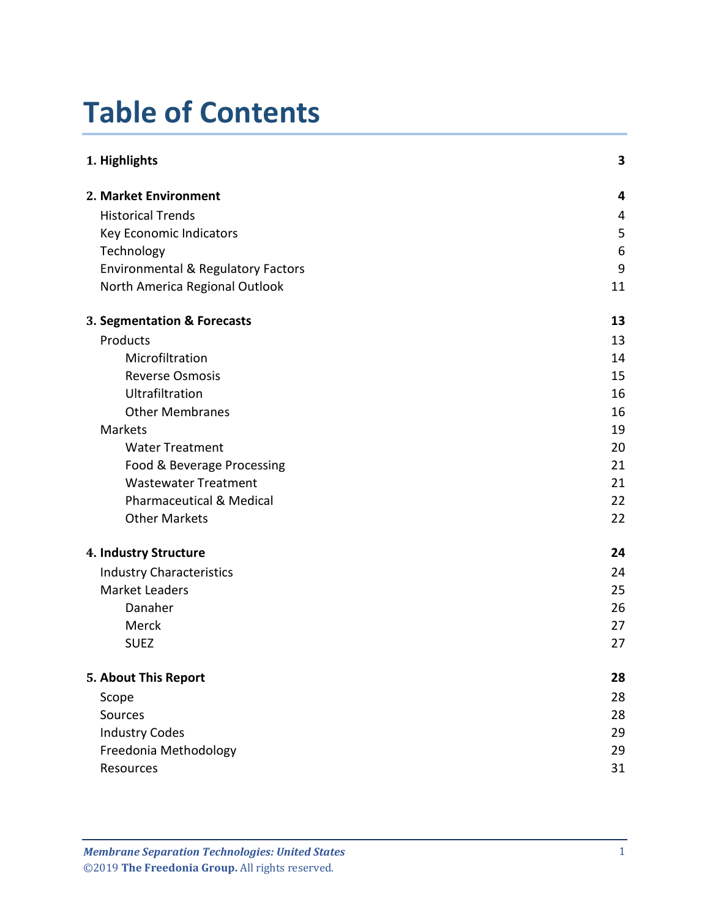# Table of Contents

| | |
|---|---|
| **1. Highlights** | **3** |
| **2. Market Environment** | **4** |
| Historical Trends | 4 |
| Key Economic Indicators | 5 |
| Technology | 6 |
| Environmental & Regulatory Factors | 9 |
| North America Regional Outlook | 11 |
| **3. Segmentation & Forecasts** | **13** |
| Products | 13 |
| Microfiltration | 14 |
| Reverse Osmosis | 15 |
| Ultrafiltration | 16 |
| Other Membranes | 16 |
| Markets | 19 |
| Water Treatment | 20 |
| Food & Beverage Processing | 21 |
| Wastewater Treatment | 21 |
| Pharmaceutical & Medical | 22 |
| Other Markets | 22 |
| **4. Industry Structure** | **24** |
| Industry Characteristics | 24 |
| Market Leaders | 25 |
| Danaher | 26 |
| Merck | 27 |
| SUEZ | 27 |
| **5. About This Report** | **28** |
| Scope | 28 |
| Sources | 28 |
| Industry Codes | 29 |
| Freedonia Methodology | 29 |
| Resources | 31 |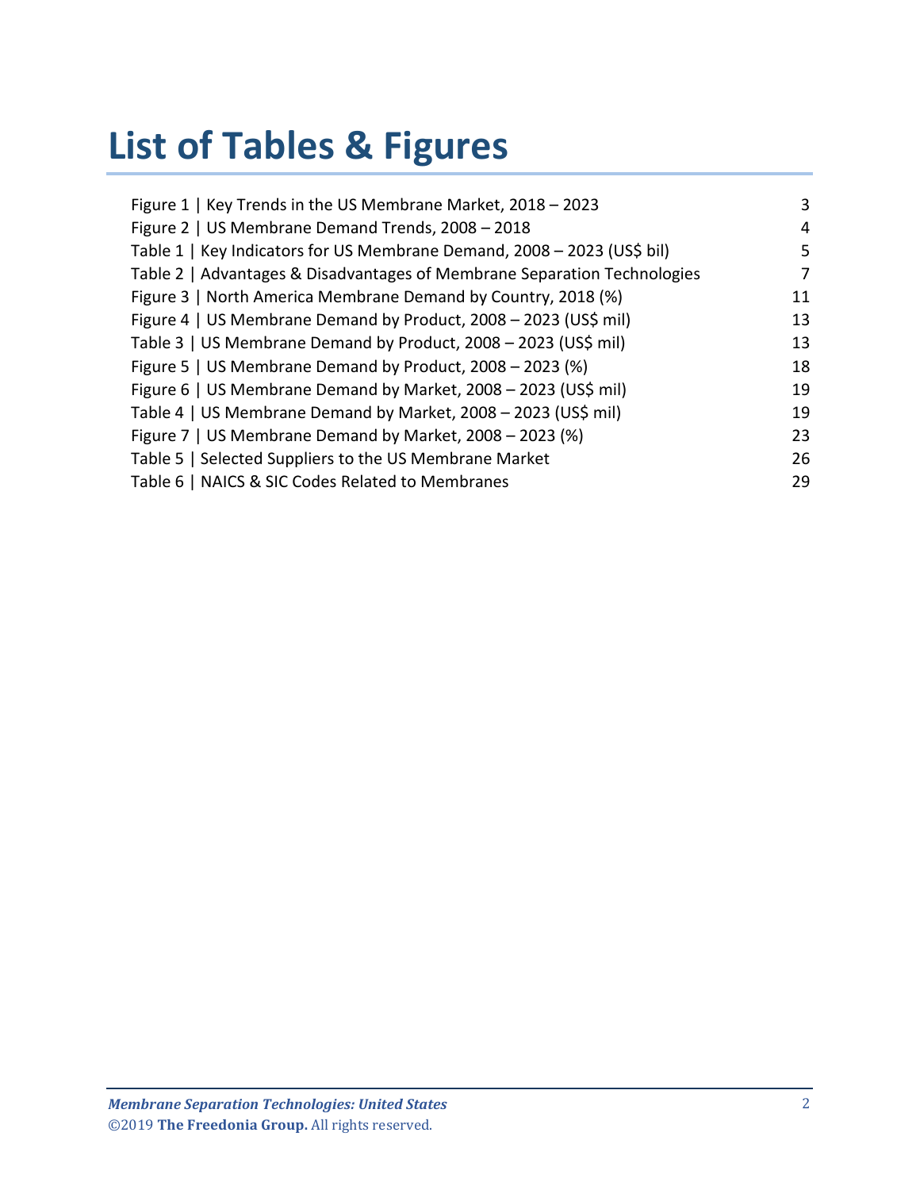# List of Tables & Figures

| | |
|---|---|
| Figure 1 \| Key Trends in the US Membrane Market, 2018 – 2023 | 3 |
| Figure 2 \| US Membrane Demand Trends, 2008 – 2018 | 4 |
| Table 1 \| Key Indicators for US Membrane Demand, 2008 – 2023 (US$ bil) | 5 |
| Table 2 \| Advantages & Disadvantages of Membrane Separation Technologies | 7 |
| Figure 3 \| North America Membrane Demand by Country, 2018 (%) | 11 |
| Figure 4 \| US Membrane Demand by Product, 2008 – 2023 (US$ mil) | 13 |
| Table 3 \| US Membrane Demand by Product, 2008 – 2023 (US$ mil) | 13 |
| Figure 5 \| US Membrane Demand by Product, 2008 – 2023 (%) | 18 |
| Figure 6 \| US Membrane Demand by Market, 2008 – 2023 (US$ mil) | 19 |
| Table 4 \| US Membrane Demand by Market, 2008 – 2023 (US$ mil) | 19 |
| Figure 7 \| US Membrane Demand by Market, 2008 – 2023 (%) | 23 |
| Table 5 \| Selected Suppliers to the US Membrane Market | 26 |
| Table 6 \| NAICS & SIC Codes Related to Membranes | 29 |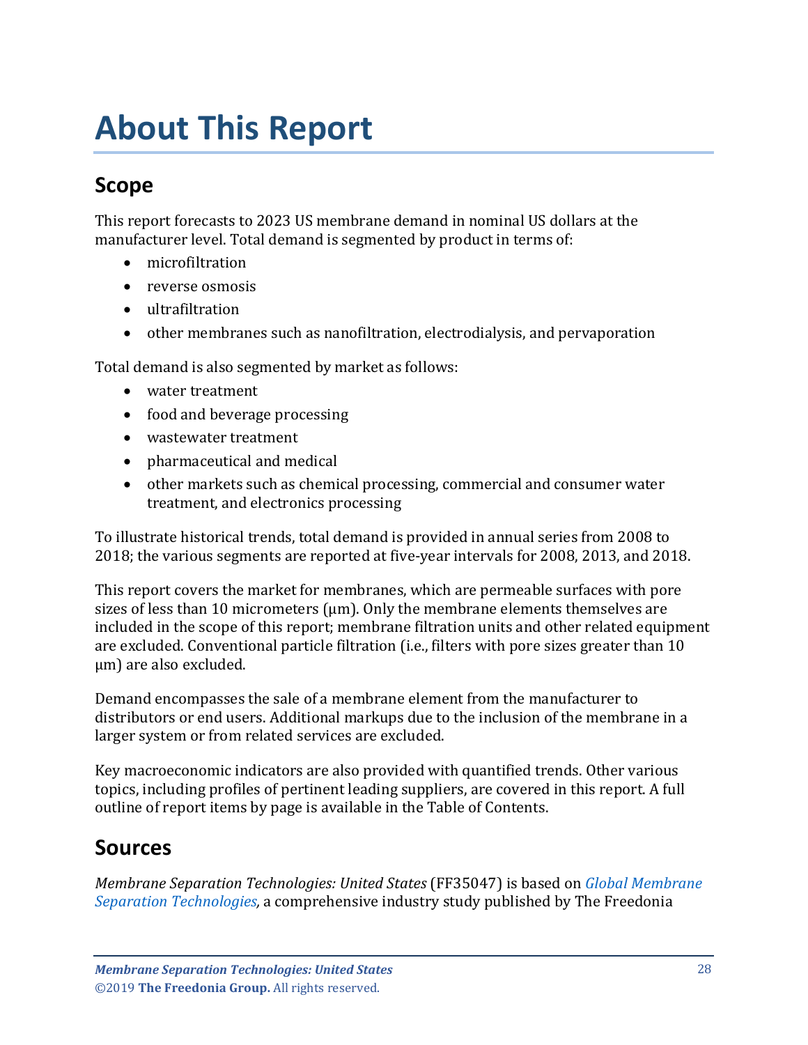# About This Report

## Scope

This report forecasts to 2023 US membrane demand in nominal US dollars at the manufacturer level. Total demand is segmented by product in terms of:

- microfiltration
- reverse osmosis
- ultrafiltration
- other membranes such as nanofiltration, electrodialysis, and pervaporation

Total demand is also segmented by market as follows:

- water treatment
- food and beverage processing
- wastewater treatment
- pharmaceutical and medical
- other markets such as chemical processing, commercial and consumer water treatment, and electronics processing

To illustrate historical trends, total demand is provided in annual series from 2008 to 2018; the various segments are reported at five-year intervals for 2008, 2013, and 2018.

This report covers the market for membranes, which are permeable surfaces with pore sizes of less than 10 micrometers (μm). Only the membrane elements themselves are included in the scope of this report; membrane filtration units and other related equipment are excluded. Conventional particle filtration (i.e., filters with pore sizes greater than 10 μm) are also excluded.

Demand encompasses the sale of a membrane element from the manufacturer to distributors or end users. Additional markups due to the inclusion of the membrane in a larger system or from related services are excluded.

Key macroeconomic indicators are also provided with quantified trends. Other various topics, including profiles of pertinent leading suppliers, are covered in this report. A full outline of report items by page is available in the Table of Contents.

## Sources

*Membrane Separation Technologies: United States* (FF35047) is based on *Global Membrane Separation Technologies,* a comprehensive industry study published by The Freedonia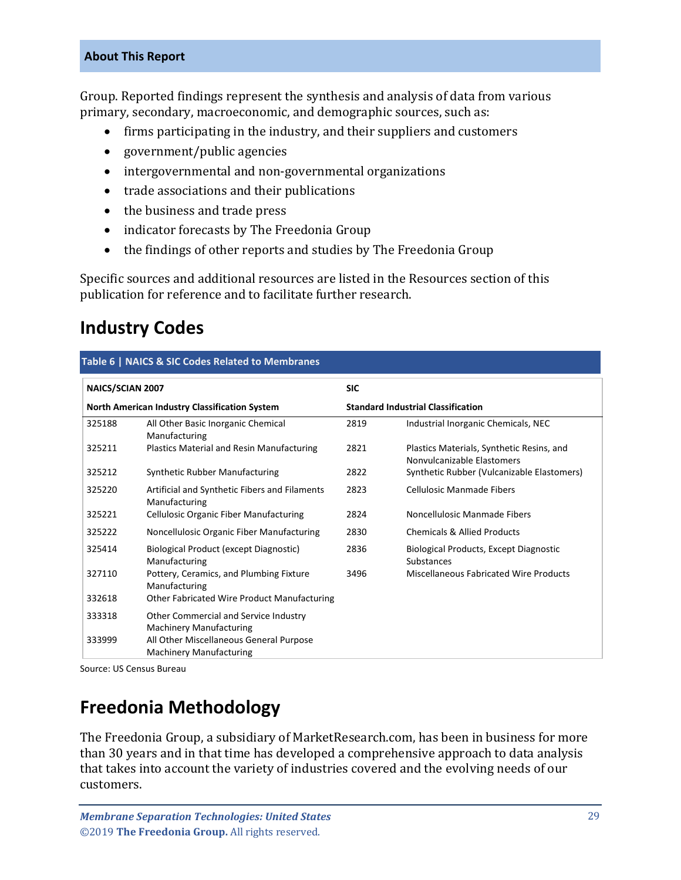## About This Report

Group. Reported findings represent the synthesis and analysis of data from various primary, secondary, macroeconomic, and demographic sources, such as:

- firms participating in the industry, and their suppliers and customers
- government/public agencies
- intergovernmental and non-governmental organizations
- trade associations and their publications
- the business and trade press
- indicator forecasts by The Freedonia Group
- the findings of other reports and studies by The Freedonia Group

Specific sources and additional resources are listed in the Resources section of this publication for reference and to facilitate further research.

# Industry Codes

**Table 6 | NAICS & SIC Codes Related to Membranes**

| NAICS/SCIAN 2007 | | SIC | |
|---|---|---|---|
| **North American Industry Classification System** | | **Standard Industrial Classification** | |
| 325188 | All Other Basic Inorganic Chemical Manufacturing | 2819 | Industrial Inorganic Chemicals, NEC |
| 325211 | Plastics Material and Resin Manufacturing | 2821 | Plastics Materials, Synthetic Resins, and Nonvulcanizable Elastomers |
| 325212 | Synthetic Rubber Manufacturing | 2822 | Synthetic Rubber (Vulcanizable Elastomers) |
| 325220 | Artificial and Synthetic Fibers and Filaments Manufacturing | 2823 | Cellulosic Manmade Fibers |
| 325221 | Cellulosic Organic Fiber Manufacturing | 2824 | Noncellulosic Manmade Fibers |
| 325222 | Noncellulosic Organic Fiber Manufacturing | 2830 | Chemicals & Allied Products |
| 325414 | Biological Product (except Diagnostic) Manufacturing | 2836 | Biological Products, Except Diagnostic Substances |
| 327110 | Pottery, Ceramics, and Plumbing Fixture Manufacturing | 3496 | Miscellaneous Fabricated Wire Products |
| 332618 | Other Fabricated Wire Product Manufacturing | | |
| 333318 | Other Commercial and Service Industry Machinery Manufacturing | | |
| 333999 | All Other Miscellaneous General Purpose Machinery Manufacturing | | |

Source: US Census Bureau

# Freedonia Methodology

The Freedonia Group, a subsidiary of MarketResearch.com, has been in business for more than 30 years and in that time has developed a comprehensive approach to data analysis that takes into account the variety of industries covered and the evolving needs of our customers.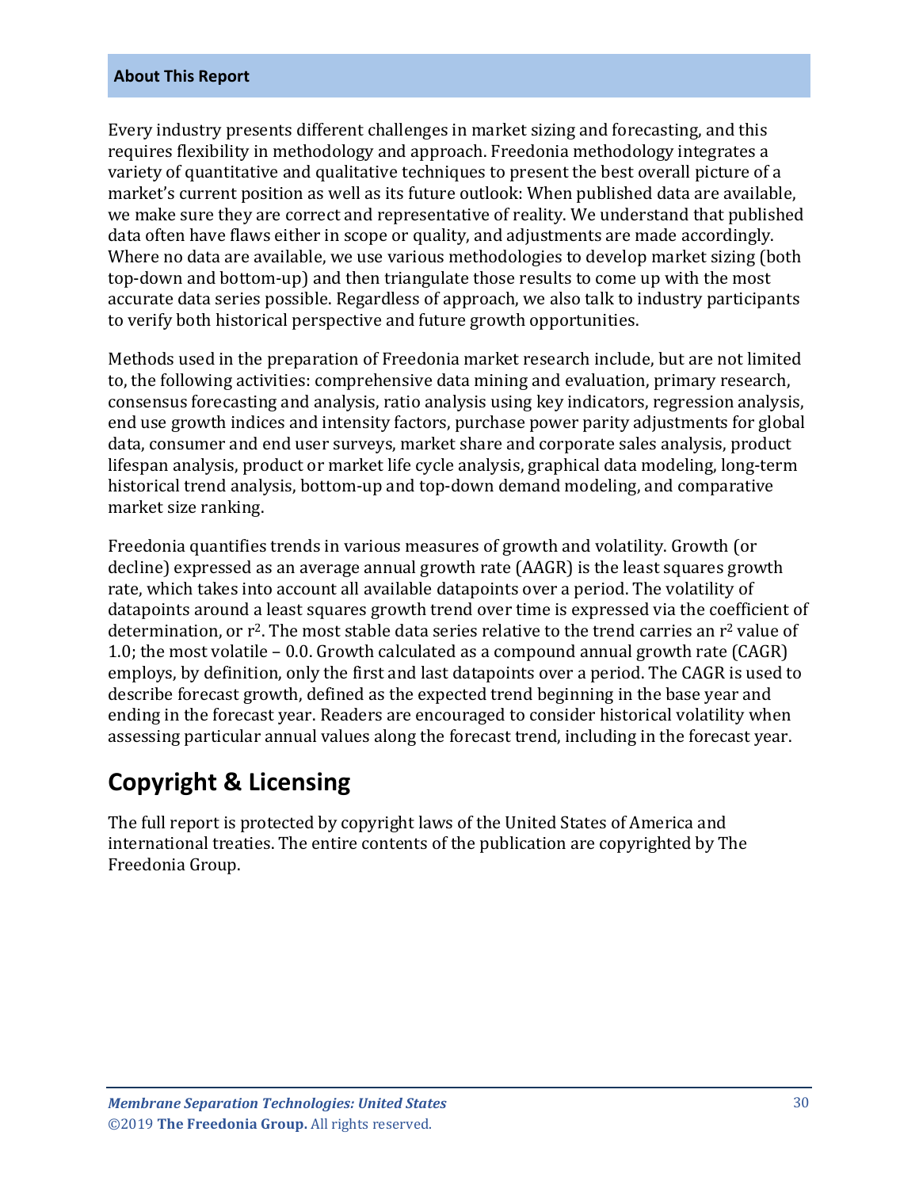## About This Report

Every industry presents different challenges in market sizing and forecasting, and this requires flexibility in methodology and approach. Freedonia methodology integrates a variety of quantitative and qualitative techniques to present the best overall picture of a market's current position as well as its future outlook: When published data are available, we make sure they are correct and representative of reality. We understand that published data often have flaws either in scope or quality, and adjustments are made accordingly. Where no data are available, we use various methodologies to develop market sizing (both top-down and bottom-up) and then triangulate those results to come up with the most accurate data series possible. Regardless of approach, we also talk to industry participants to verify both historical perspective and future growth opportunities.

Methods used in the preparation of Freedonia market research include, but are not limited to, the following activities: comprehensive data mining and evaluation, primary research, consensus forecasting and analysis, ratio analysis using key indicators, regression analysis, end use growth indices and intensity factors, purchase power parity adjustments for global data, consumer and end user surveys, market share and corporate sales analysis, product lifespan analysis, product or market life cycle analysis, graphical data modeling, long-term historical trend analysis, bottom-up and top-down demand modeling, and comparative market size ranking.

Freedonia quantifies trends in various measures of growth and volatility. Growth (or decline) expressed as an average annual growth rate (AAGR) is the least squares growth rate, which takes into account all available datapoints over a period. The volatility of datapoints around a least squares growth trend over time is expressed via the coefficient of determination, or $r^2$. The most stable data series relative to the trend carries an $r^2$ value of 1.0; the most volatile – 0.0. Growth calculated as a compound annual growth rate (CAGR) employs, by definition, only the first and last datapoints over a period. The CAGR is used to describe forecast growth, defined as the expected trend beginning in the base year and ending in the forecast year. Readers are encouraged to consider historical volatility when assessing particular annual values along the forecast trend, including in the forecast year.

# Copyright & Licensing

The full report is protected by copyright laws of the United States of America and international treaties. The entire contents of the publication are copyrighted by The Freedonia Group.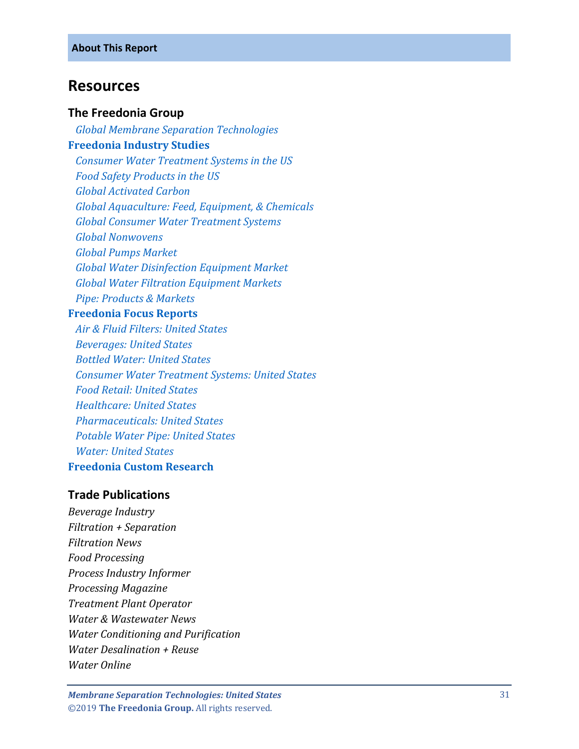**About This Report**

## Resources

### The Freedonia Group

*Global Membrane Separation Technologies*

**Freedonia Industry Studies**

*Consumer Water Treatment Systems in the US*
*Food Safety Products in the US*
*Global Activated Carbon*
*Global Aquaculture: Feed, Equipment, & Chemicals*
*Global Consumer Water Treatment Systems*
*Global Nonwovens*
*Global Pumps Market*
*Global Water Disinfection Equipment Market*
*Global Water Filtration Equipment Markets*
*Pipe: Products & Markets*

**Freedonia Focus Reports**

*Air & Fluid Filters: United States*
*Beverages: United States*
*Bottled Water: United States*
*Consumer Water Treatment Systems: United States*
*Food Retail: United States*
*Healthcare: United States*
*Pharmaceuticals: United States*
*Potable Water Pipe: United States*
*Water: United States*

**Freedonia Custom Research**

### Trade Publications

*Beverage Industry*
*Filtration + Separation*
*Filtration News*
*Food Processing*
*Process Industry Informer*
*Processing Magazine*
*Treatment Plant Operator*
*Water & Wastewater News*
*Water Conditioning and Purification*
*Water Desalination + Reuse*
*Water Online*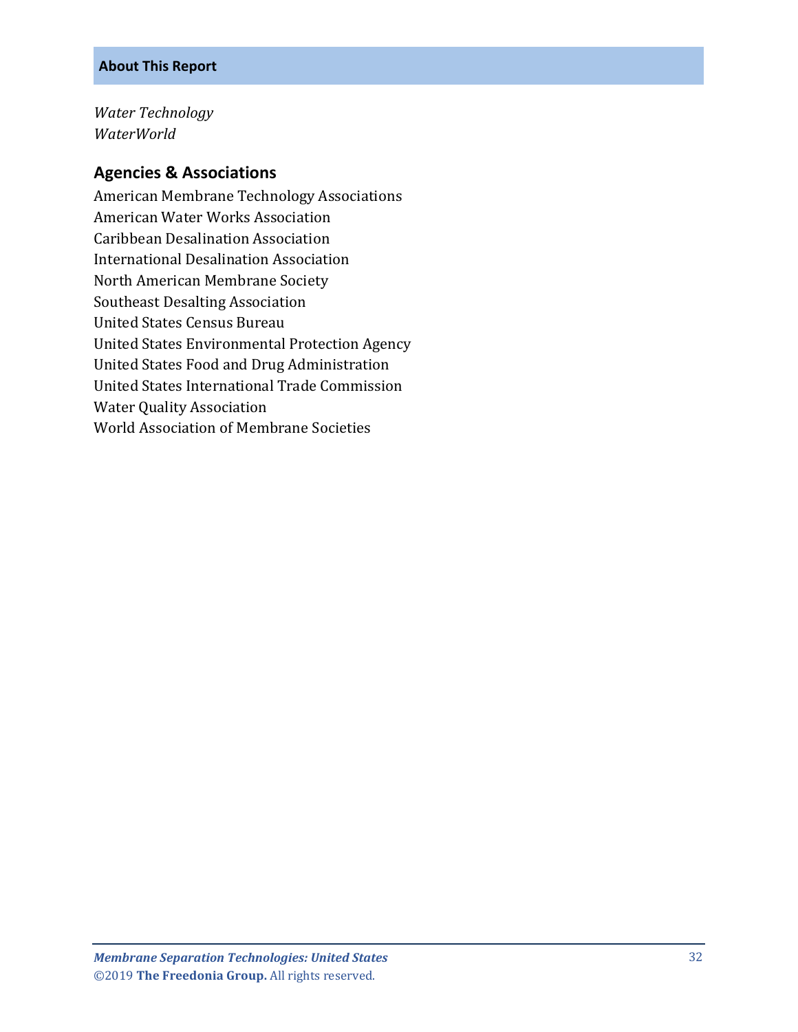*Water Technology*
*WaterWorld*

## Agencies & Associations

American Membrane Technology Associations
American Water Works Association
Caribbean Desalination Association
International Desalination Association
North American Membrane Society
Southeast Desalting Association
United States Census Bureau
United States Environmental Protection Agency
United States Food and Drug Administration
United States International Trade Commission
Water Quality Association
World Association of Membrane Societies